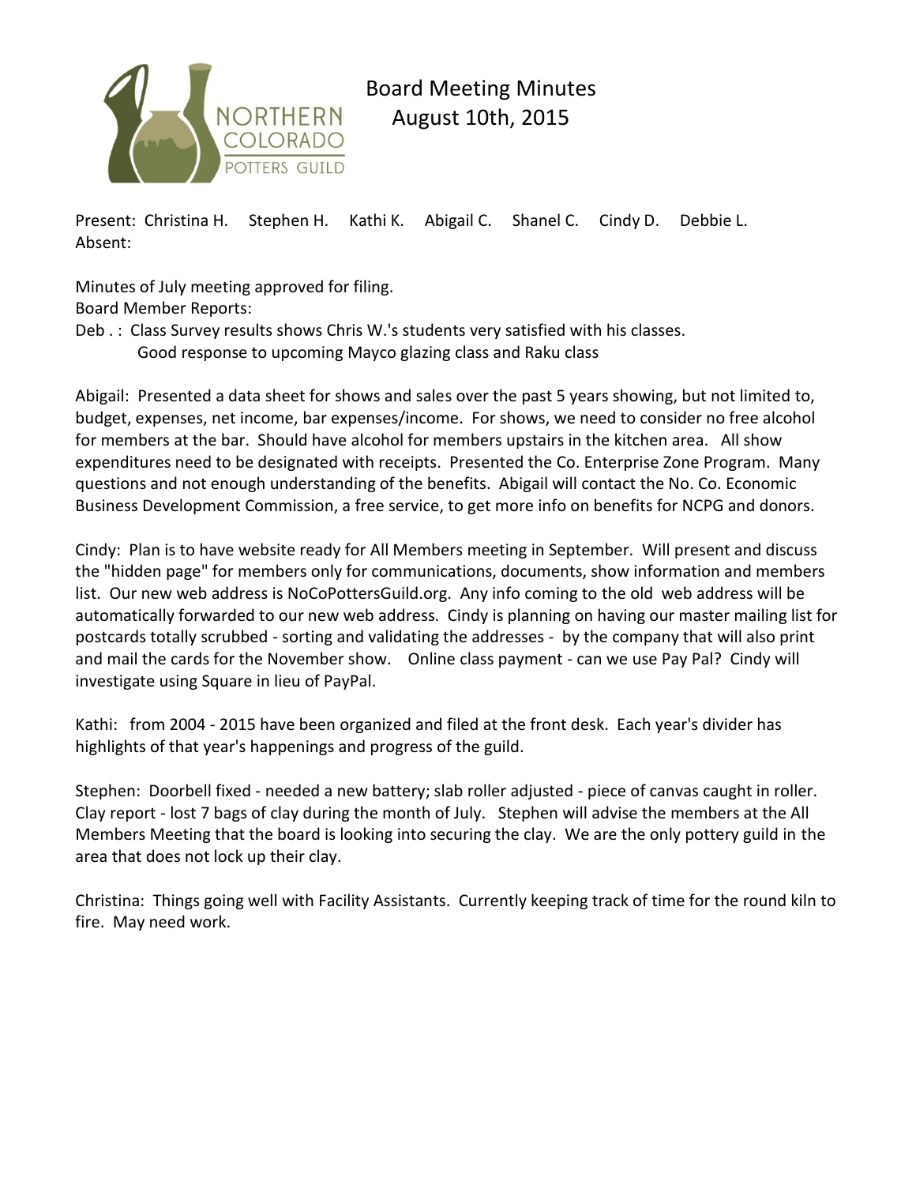NORTHERN COLORADO POTTERS GUILD

# Board Meeting Minutes
## August 10th, 2015

Present: Christina H. Stephen H. Kathi K. Abigail C. Shanel C. Cindy D. Debbie L.
Absent:

Minutes of July meeting approved for filing.
Board Member Reports:
Deb . : Class Survey results shows Chris W.'s students very satisfied with his classes.
Good response to upcoming Mayco glazing class and Raku class

Abigail: Presented a data sheet for shows and sales over the past 5 years showing, but not limited to, budget, expenses, net income, bar expenses/income. For shows, we need to consider no free alcohol for members at the bar. Should have alcohol for members upstairs in the kitchen area. All show expenditures need to be designated with receipts. Presented the Co. Enterprise Zone Program. Many questions and not enough understanding of the benefits. Abigail will contact the No. Co. Economic Business Development Commission, a free service, to get more info on benefits for NCPG and donors.

Cindy: Plan is to have website ready for All Members meeting in September. Will present and discuss the "hidden page" for members only for communications, documents, show information and members list. Our new web address is NoCoPottersGuild.org. Any info coming to the old web address will be automatically forwarded to our new web address. Cindy is planning on having our master mailing list for postcards totally scrubbed - sorting and validating the addresses - by the company that will also print and mail the cards for the November show. Online class payment - can we use Pay Pal? Cindy will investigate using Square in lieu of PayPal.

Kathi: from 2004 - 2015 have been organized and filed at the front desk. Each year's divider has highlights of that year's happenings and progress of the guild.

Stephen: Doorbell fixed - needed a new battery; slab roller adjusted - piece of canvas caught in roller. Clay report - lost 7 bags of clay during the month of July. Stephen will advise the members at the All Members Meeting that the board is looking into securing the clay. We are the only pottery guild in the area that does not lock up their clay.

Christina: Things going well with Facility Assistants. Currently keeping track of time for the round kiln to fire. May need work.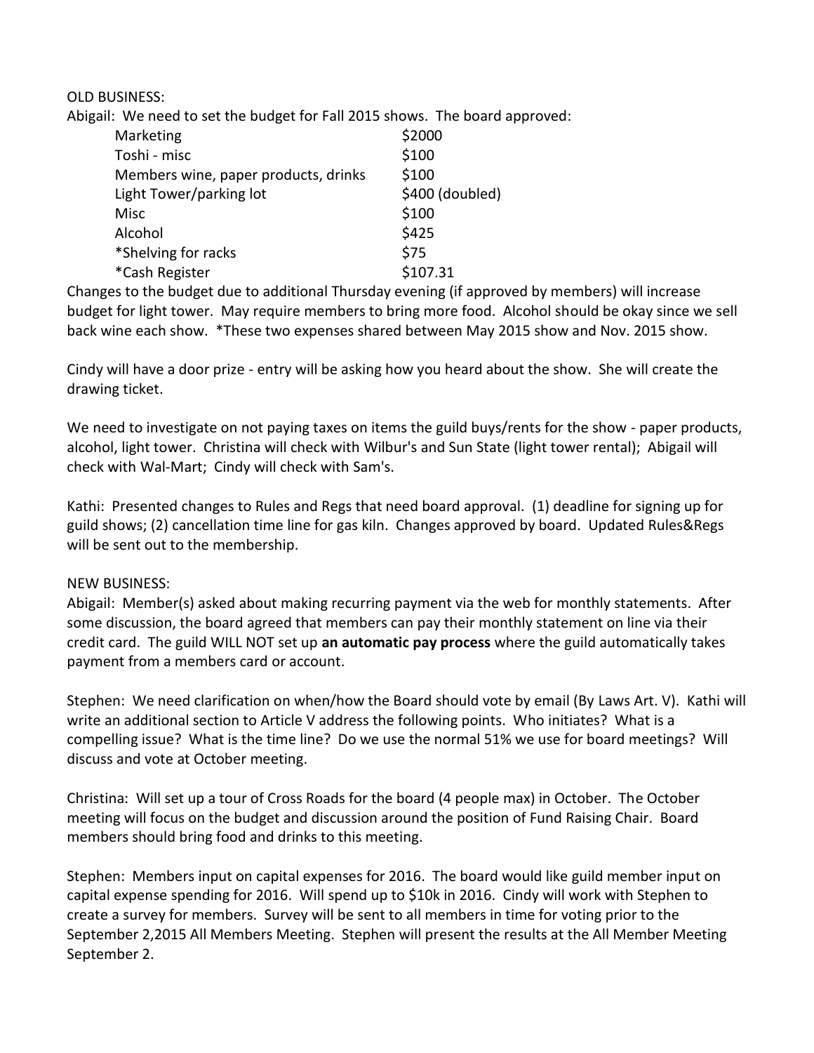OLD BUSINESS:

Abigail: We need to set the budget for Fall 2015 shows. The board approved:

| | |
|---|---|
| Marketing | $2000 |
| Toshi - misc | $100 |
| Members wine, paper products, drinks | $100 |
| Light Tower/parking lot | $400 (doubled) |
| Misc | $100 |
| Alcohol | $425 |
| *Shelving for racks | $75 |
| *Cash Register | $107.31 |

Changes to the budget due to additional Thursday evening (if approved by members) will increase budget for light tower. May require members to bring more food. Alcohol should be okay since we sell back wine each show. *These two expenses shared between May 2015 show and Nov. 2015 show.

Cindy will have a door prize - entry will be asking how you heard about the show. She will create the drawing ticket.

We need to investigate on not paying taxes on items the guild buys/rents for the show - paper products, alcohol, light tower. Christina will check with Wilbur's and Sun State (light tower rental); Abigail will check with Wal-Mart; Cindy will check with Sam's.

Kathi: Presented changes to Rules and Regs that need board approval. (1) deadline for signing up for guild shows; (2) cancellation time line for gas kiln. Changes approved by board. Updated Rules&Regs will be sent out to the membership.

NEW BUSINESS:

Abigail: Member(s) asked about making recurring payment via the web for monthly statements. After some discussion, the board agreed that members can pay their monthly statement on line via their credit card. The guild WILL NOT set up **an automatic pay process** where the guild automatically takes payment from a members card or account.

Stephen: We need clarification on when/how the Board should vote by email (By Laws Art. V). Kathi will write an additional section to Article V address the following points. Who initiates? What is a compelling issue? What is the time line? Do we use the normal 51% we use for board meetings? Will discuss and vote at October meeting.

Christina: Will set up a tour of Cross Roads for the board (4 people max) in October. The October meeting will focus on the budget and discussion around the position of Fund Raising Chair. Board members should bring food and drinks to this meeting.

Stephen: Members input on capital expenses for 2016. The board would like guild member input on capital expense spending for 2016. Will spend up to $10k in 2016. Cindy will work with Stephen to create a survey for members. Survey will be sent to all members in time for voting prior to the September 2,2015 All Members Meeting. Stephen will present the results at the All Member Meeting September 2.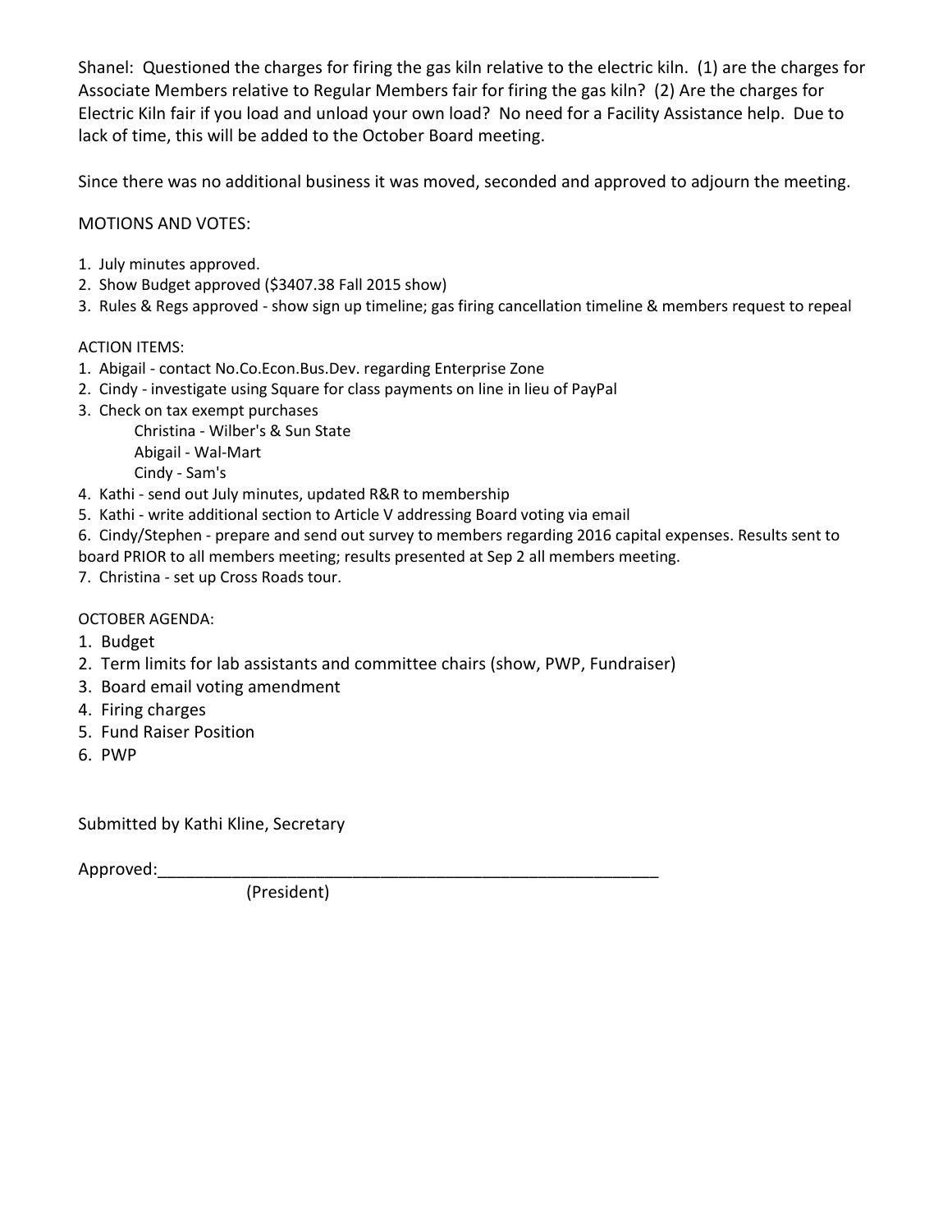Shanel: Questioned the charges for firing the gas kiln relative to the electric kiln. (1) are the charges for Associate Members relative to Regular Members fair for firing the gas kiln? (2) Are the charges for Electric Kiln fair if you load and unload your own load? No need for a Facility Assistance help. Due to lack of time, this will be added to the October Board meeting.

Since there was no additional business it was moved, seconded and approved to adjourn the meeting.

MOTIONS AND VOTES:

1. July minutes approved.
2. Show Budget approved ($3407.38 Fall 2015 show)
3. Rules & Regs approved - show sign up timeline; gas firing cancellation timeline & members request to repeal

ACTION ITEMS:

1. Abigail - contact No.Co.Econ.Bus.Dev. regarding Enterprise Zone
2. Cindy - investigate using Square for class payments on line in lieu of PayPal
3. Check on tax exempt purchases
   - Christina - Wilber's & Sun State
   - Abigail - Wal-Mart
   - Cindy - Sam's
4. Kathi - send out July minutes, updated R&R to membership
5. Kathi - write additional section to Article V addressing Board voting via email
6. Cindy/Stephen - prepare and send out survey to members regarding 2016 capital expenses. Results sent to board PRIOR to all members meeting; results presented at Sep 2 all members meeting.
7. Christina - set up Cross Roads tour.

OCTOBER AGENDA:

1. Budget
2. Term limits for lab assistants and committee chairs (show, PWP, Fundraiser)
3. Board email voting amendment
4. Firing charges
5. Fund Raiser Position
6. PWP

Submitted by Kathi Kline, Secretary

Approved:_______________________________________________________

(President)